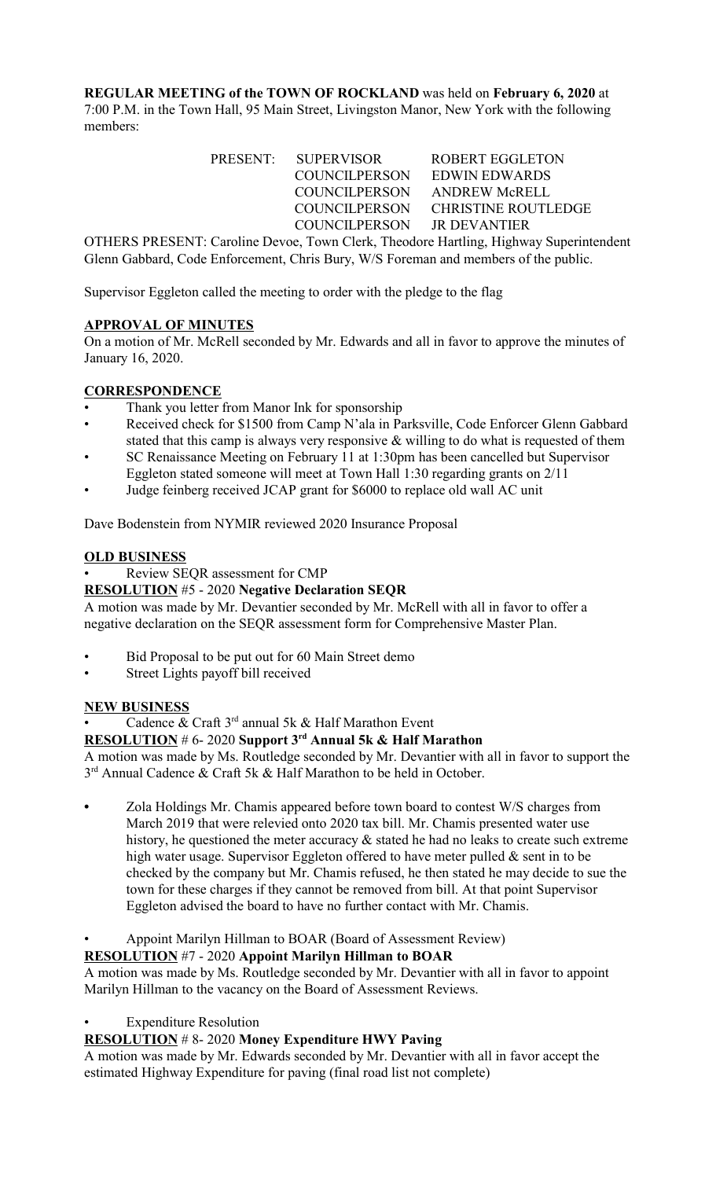**REGULAR MEETING of the TOWN OF ROCKLAND** was held on **February 6, 2020** at 7:00 P.M. in the Town Hall, 95 Main Street, Livingston Manor, New York with the following members:

| | | |
|---|---|---|
| PRESENT: | SUPERVISOR | ROBERT EGGLETON |
| | COUNCILPERSON | EDWIN EDWARDS |
| | COUNCILPERSON | ANDREW McRELL |
| | COUNCILPERSON | CHRISTINE ROUTLEDGE |
| | COUNCILPERSON | JR DEVANTIER |

OTHERS PRESENT: Caroline Devoe, Town Clerk, Theodore Hartling, Highway Superintendent Glenn Gabbard, Code Enforcement, Chris Bury, W/S Foreman and members of the public.

Supervisor Eggleton called the meeting to order with the pledge to the flag

## APPROVAL OF MINUTES

On a motion of Mr. McRell seconded by Mr. Edwards and all in favor to approve the minutes of January 16, 2020.

## CORRESPONDENCE

- Thank you letter from Manor Ink for sponsorship
- Received check for $1500 from Camp N'ala in Parksville, Code Enforcer Glenn Gabbard stated that this camp is always very responsive & willing to do what is requested of them
- SC Renaissance Meeting on February 11 at 1:30pm has been cancelled but Supervisor Eggleton stated someone will meet at Town Hall 1:30 regarding grants on 2/11
- Judge feinberg received JCAP grant for $6000 to replace old wall AC unit

Dave Bodenstein from NYMIR reviewed 2020 Insurance Proposal

## OLD BUSINESS

- Review SEQR assessment for CMP

**RESOLUTION** #5 - 2020 **Negative Declaration SEQR**

A motion was made by Mr. Devantier seconded by Mr. McRell with all in favor to offer a negative declaration on the SEQR assessment form for Comprehensive Master Plan.

- Bid Proposal to be put out for 60 Main Street demo
- Street Lights payoff bill received

## NEW BUSINESS

- Cadence & Craft 3rd annual 5k & Half Marathon Event

**RESOLUTION** # 6- 2020 **Support 3rd Annual 5k & Half Marathon**

A motion was made by Ms. Routledge seconded by Mr. Devantier with all in favor to support the 3rd Annual Cadence & Craft 5k & Half Marathon to be held in October.

- Zola Holdings Mr. Chamis appeared before town board to contest W/S charges from March 2019 that were relevied onto 2020 tax bill. Mr. Chamis presented water use history, he questioned the meter accuracy & stated he had no leaks to create such extreme high water usage. Supervisor Eggleton offered to have meter pulled & sent in to be checked by the company but Mr. Chamis refused, he then stated he may decide to sue the town for these charges if they cannot be removed from bill. At that point Supervisor Eggleton advised the board to have no further contact with Mr. Chamis.

- Appoint Marilyn Hillman to BOAR (Board of Assessment Review)

**RESOLUTION** #7 - 2020 **Appoint Marilyn Hillman to BOAR**

A motion was made by Ms. Routledge seconded by Mr. Devantier with all in favor to appoint Marilyn Hillman to the vacancy on the Board of Assessment Reviews.

- Expenditure Resolution

**RESOLUTION** # 8- 2020 **Money Expenditure HWY Paving**

A motion was made by Mr. Edwards seconded by Mr. Devantier with all in favor accept the estimated Highway Expenditure for paving (final road list not complete)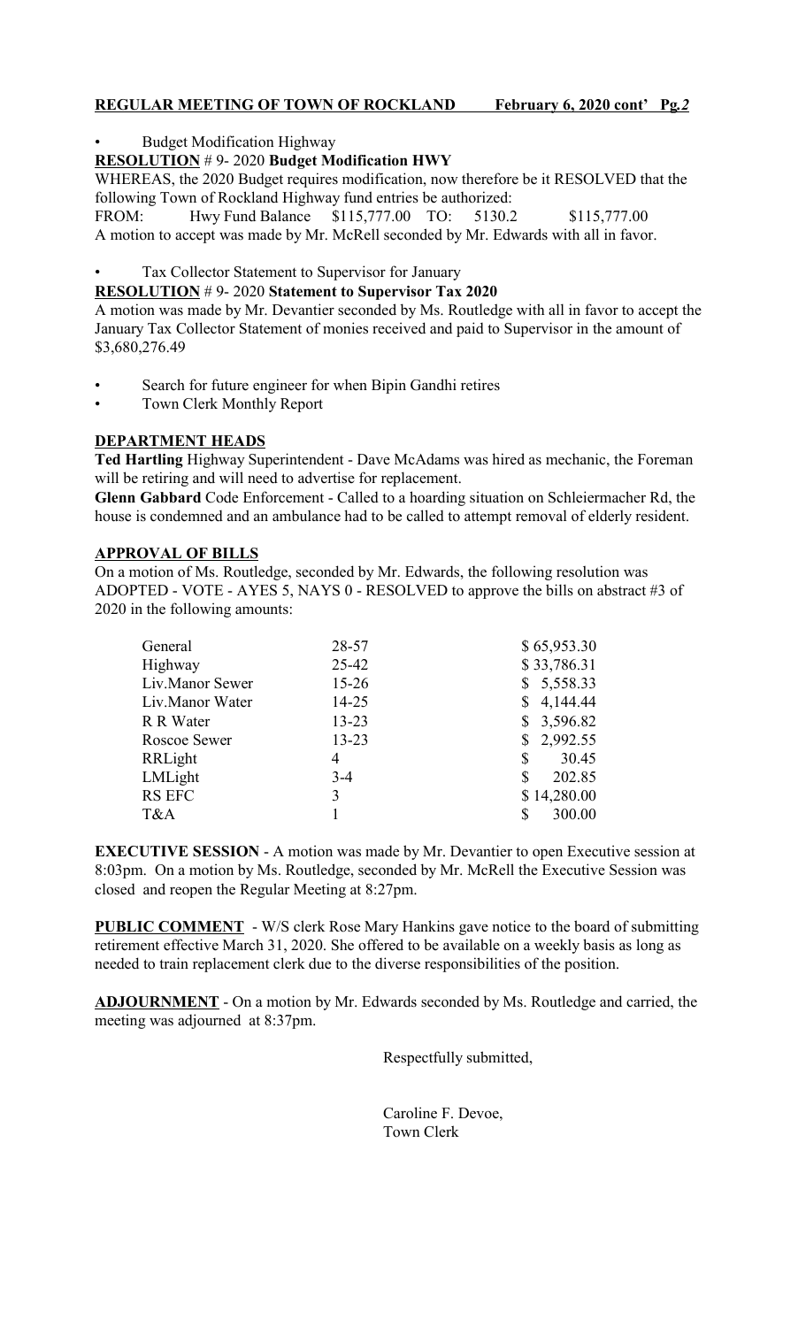**REGULAR MEETING OF TOWN OF ROCKLAND February 6, 2020 cont' Pg. 2**

- Budget Modification Highway

**RESOLUTION** # 9- 2020 **Budget Modification HWY**

WHEREAS, the 2020 Budget requires modification, now therefore be it RESOLVED that the following Town of Rockland Highway fund entries be authorized:

FROM: Hwy Fund Balance $115,777.00 TO: 5130.2 $115,777.00

A motion to accept was made by Mr. McRell seconded by Mr. Edwards with all in favor.

- Tax Collector Statement to Supervisor for January

**RESOLUTION** # 9- 2020 **Statement to Supervisor Tax 2020**

A motion was made by Mr. Devantier seconded by Ms. Routledge with all in favor to accept the January Tax Collector Statement of monies received and paid to Supervisor in the amount of $3,680,276.49

- Search for future engineer for when Bipin Gandhi retires
- Town Clerk Monthly Report

**DEPARTMENT HEADS**

**Ted Hartling** Highway Superintendent - Dave McAdams was hired as mechanic, the Foreman will be retiring and will need to advertise for replacement.

**Glenn Gabbard** Code Enforcement - Called to a hoarding situation on Schleiermacher Rd, the house is condemned and an ambulance had to be called to attempt removal of elderly resident.

**APPROVAL OF BILLS**

On a motion of Ms. Routledge, seconded by Mr. Edwards, the following resolution was ADOPTED - VOTE - AYES 5, NAYS 0 - RESOLVED to approve the bills on abstract #3 of 2020 in the following amounts:

| | | |
|---|---|---|
| General | 28-57 | $ 65,953.30 |
| Highway | 25-42 | $ 33,786.31 |
| Liv.Manor Sewer | 15-26 | $ 5,558.33 |
| Liv.Manor Water | 14-25 | $ 4,144.44 |
| R R Water | 13-23 | $ 3,596.82 |
| Roscoe Sewer | 13-23 | $ 2,992.55 |
| RRLight | 4 | $ 30.45 |
| LMLight | 3-4 | $ 202.85 |
| RS EFC | 3 | $ 14,280.00 |
| T&A | 1 | $ 300.00 |

**EXECUTIVE SESSION** - A motion was made by Mr. Devantier to open Executive session at 8:03pm. On a motion by Ms. Routledge, seconded by Mr. McRell the Executive Session was closed and reopen the Regular Meeting at 8:27pm.

**PUBLIC COMMENT** - W/S clerk Rose Mary Hankins gave notice to the board of submitting retirement effective March 31, 2020. She offered to be available on a weekly basis as long as needed to train replacement clerk due to the diverse responsibilities of the position.

**ADJOURNMENT** - On a motion by Mr. Edwards seconded by Ms. Routledge and carried, the meeting was adjourned at 8:37pm.

Respectfully submitted,

Caroline F. Devoe,
Town Clerk